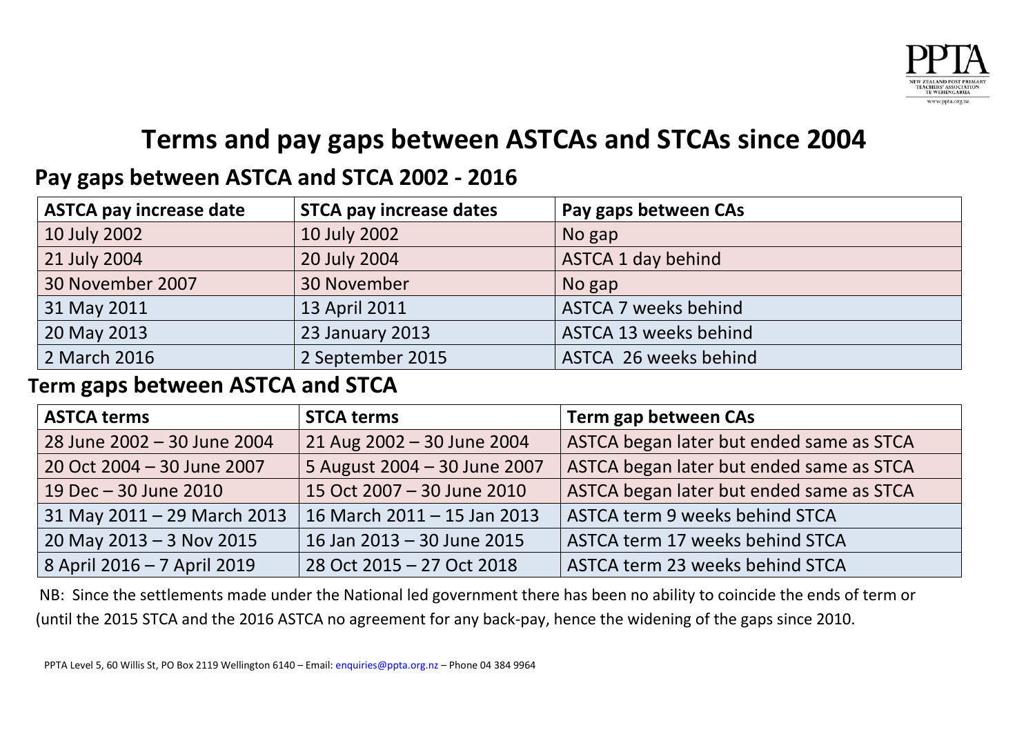# Terms and pay gaps between ASTCAs and STCAs since 2004

## Pay gaps between ASTCA and STCA 2002 - 2016

| ASTCA pay increase date | STCA pay increase dates | Pay gaps between CAs |
|---|---|---|
| 10 July 2002 | 10 July 2002 | No gap |
| 21 July 2004 | 20 July 2004 | ASTCA 1 day behind |
| 30 November 2007 | 30 November | No gap |
| 31 May 2011 | 13 April 2011 | ASTCA 7 weeks behind |
| 20 May 2013 | 23 January 2013 | ASTCA 13 weeks behind |
| 2 March 2016 | 2 September 2015 | ASTCA 26 weeks behind |

## Term gaps between ASTCA and STCA

| ASTCA terms | STCA terms | Term gap between CAs |
|---|---|---|
| 28 June 2002 – 30 June 2004 | 21 Aug 2002 – 30 June 2004 | ASTCA began later but ended same as STCA |
| 20 Oct 2004 – 30 June 2007 | 5 August 2004 – 30 June 2007 | ASTCA began later but ended same as STCA |
| 19 Dec – 30 June 2010 | 15 Oct 2007 – 30 June 2010 | ASTCA began later but ended same as STCA |
| 31 May 2011 – 29 March 2013 | 16 March 2011 – 15 Jan 2013 | ASTCA term 9 weeks behind STCA |
| 20 May 2013 – 3 Nov 2015 | 16 Jan 2013 – 30 June 2015 | ASTCA term 17 weeks behind STCA |
| 8 April 2016 – 7 April 2019 | 28 Oct 2015 – 27 Oct 2018 | ASTCA term 23 weeks behind STCA |

NB: Since the settlements made under the National led government there has been no ability to coincide the ends of term or (until the 2015 STCA and the 2016 ASTCA no agreement for any back-pay, hence the widening of the gaps since 2010.

PPTA Level 5, 60 Willis St, PO Box 2119 Wellington 6140 – Email: enquiries@ppta.org.nz – Phone 04 384 9964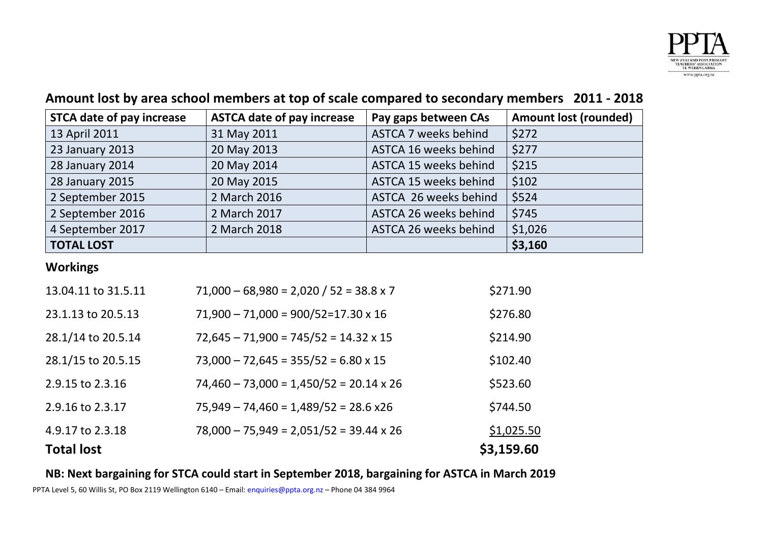## Amount lost by area school members at top of scale compared to secondary members 2011 - 2018

| STCA date of pay increase | ASTCA date of pay increase | Pay gaps between CAs | Amount lost (rounded) |
|---|---|---|---|
| 13 April 2011 | 31 May 2011 | ASTCA 7 weeks behind | $272 |
| 23 January 2013 | 20 May 2013 | ASTCA 16 weeks behind | $277 |
| 28 January 2014 | 20 May 2014 | ASTCA 15 weeks behind | $215 |
| 28 January 2015 | 20 May 2015 | ASTCA 15 weeks behind | $102 |
| 2 September 2015 | 2 March 2016 | ASTCA 26 weeks behind | $524 |
| 2 September 2016 | 2 March 2017 | ASTCA 26 weeks behind | $745 |
| 4 September 2017 | 2 March 2018 | ASTCA 26 weeks behind | $1,026 |
| **TOTAL LOST** | | | **$3,160** |

### Workings

| | | |
|---|---|---|
| 13.04.11 to 31.5.11 | 71,000 – 68,980 = 2,020 / 52 = 38.8 x 7 | $271.90 |
| 23.1.13 to 20.5.13 | 71,900 – 71,000 = 900/52=17.30 x 16 | $276.80 |
| 28.1/14 to 20.5.14 | 72,645 – 71,900 = 745/52 = 14.32 x 15 | $214.90 |
| 28.1/15 to 20.5.15 | 73,000 – 72,645 = 355/52 = 6.80 x 15 | $102.40 |
| 2.9.15 to 2.3.16 | 74,460 – 73,000 = 1,450/52 = 20.14 x 26 | $523.60 |
| 2.9.16 to 2.3.17 | 75,949 – 74,460 = 1,489/52 = 28.6 x26 | $744.50 |
| 4.9.17 to 2.3.18 | 78,000 – 75,949 = 2,051/52 = 39.44 x 26 | $1,025.50 |
| **Total lost** | | **$3,159.60** |

**NB: Next bargaining for STCA could start in September 2018, bargaining for ASTCA in March 2019**